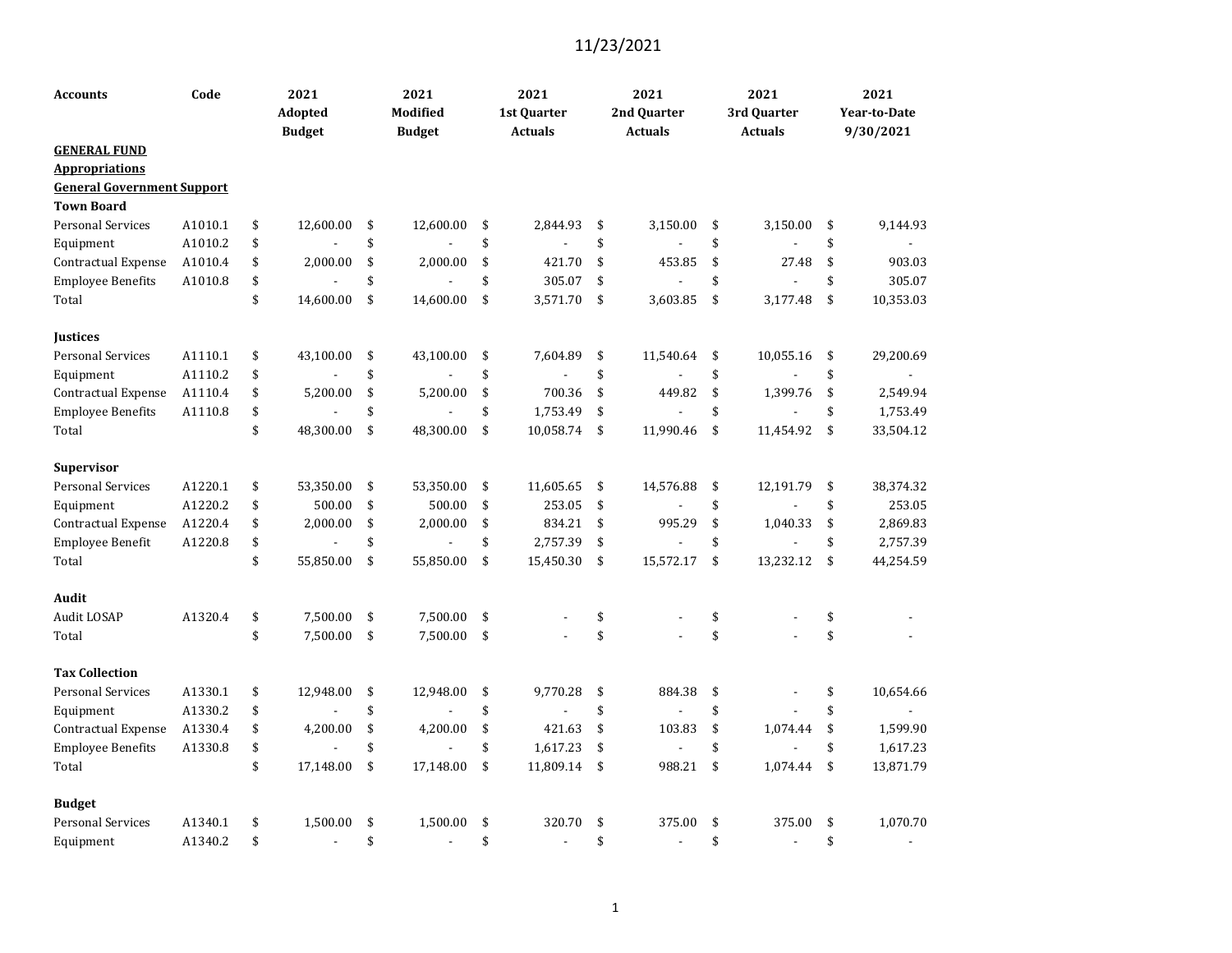11/23/2021

| Accounts | Code | 2021 Adopted Budget | 2021 Modified Budget | 2021 1st Quarter Actuals | 2021 2nd Quarter Actuals | 2021 3rd Quarter Actuals | 2021 Year-to-Date 9/30/2021 |
|---|---|---|---|---|---|---|---|
| **GENERAL FUND** | | | | | | | |
| **Appropriations** | | | | | | | |
| **General Government Support** | | | | | | | |
| **Town Board** | | | | | | | |
| Personal Services | A1010.1 | $ 12,600.00 | $ 12,600.00 | $ 2,844.93 | $ 3,150.00 | $ 3,150.00 | $ 9,144.93 |
| Equipment | A1010.2 | $ - | $ - | $ - | $ - | $ - | $ - |
| Contractual Expense | A1010.4 | $ 2,000.00 | $ 2,000.00 | $ 421.70 | $ 453.85 | $ 27.48 | $ 903.03 |
| Employee Benefits | A1010.8 | $ - | $ - | $ 305.07 | $ - | $ - | $ 305.07 |
| Total | | $ 14,600.00 | $ 14,600.00 | $ 3,571.70 | $ 3,603.85 | $ 3,177.48 | $ 10,353.03 |
| | | | | | | | |
| **Justices** | | | | | | | |
| Personal Services | A1110.1 | $ 43,100.00 | $ 43,100.00 | $ 7,604.89 | $ 11,540.64 | $ 10,055.16 | $ 29,200.69 |
| Equipment | A1110.2 | $ - | $ - | $ - | $ - | $ - | $ - |
| Contractual Expense | A1110.4 | $ 5,200.00 | $ 5,200.00 | $ 700.36 | $ 449.82 | $ 1,399.76 | $ 2,549.94 |
| Employee Benefits | A1110.8 | $ - | $ - | $ 1,753.49 | $ - | $ - | $ 1,753.49 |
| Total | | $ 48,300.00 | $ 48,300.00 | $ 10,058.74 | $ 11,990.46 | $ 11,454.92 | $ 33,504.12 |
| | | | | | | | |
| **Supervisor** | | | | | | | |
| Personal Services | A1220.1 | $ 53,350.00 | $ 53,350.00 | $ 11,605.65 | $ 14,576.88 | $ 12,191.79 | $ 38,374.32 |
| Equipment | A1220.2 | $ 500.00 | $ 500.00 | $ 253.05 | $ - | $ - | $ 253.05 |
| Contractual Expense | A1220.4 | $ 2,000.00 | $ 2,000.00 | $ 834.21 | $ 995.29 | $ 1,040.33 | $ 2,869.83 |
| Employee Benefit | A1220.8 | $ - | $ - | $ 2,757.39 | $ - | $ - | $ 2,757.39 |
| Total | | $ 55,850.00 | $ 55,850.00 | $ 15,450.30 | $ 15,572.17 | $ 13,232.12 | $ 44,254.59 |
| | | | | | | | |
| **Audit** | | | | | | | |
| Audit LOSAP | A1320.4 | $ 7,500.00 | $ 7,500.00 | $ - | $ - | $ - | $ - |
| Total | | $ 7,500.00 | $ 7,500.00 | $ - | $ - | $ - | $ - |
| | | | | | | | |
| **Tax Collection** | | | | | | | |
| Personal Services | A1330.1 | $ 12,948.00 | $ 12,948.00 | $ 9,770.28 | $ 884.38 | $ - | $ 10,654.66 |
| Equipment | A1330.2 | $ - | $ - | $ - | $ - | $ - | $ - |
| Contractual Expense | A1330.4 | $ 4,200.00 | $ 4,200.00 | $ 421.63 | $ 103.83 | $ 1,074.44 | $ 1,599.90 |
| Employee Benefits | A1330.8 | $ - | $ - | $ 1,617.23 | $ - | $ - | $ 1,617.23 |
| Total | | $ 17,148.00 | $ 17,148.00 | $ 11,809.14 | $ 988.21 | $ 1,074.44 | $ 13,871.79 |
| | | | | | | | |
| **Budget** | | | | | | | |
| Personal Services | A1340.1 | $ 1,500.00 | $ 1,500.00 | $ 320.70 | $ 375.00 | $ 375.00 | $ 1,070.70 |
| Equipment | A1340.2 | $ - | $ - | $ - | $ - | $ - | $ - |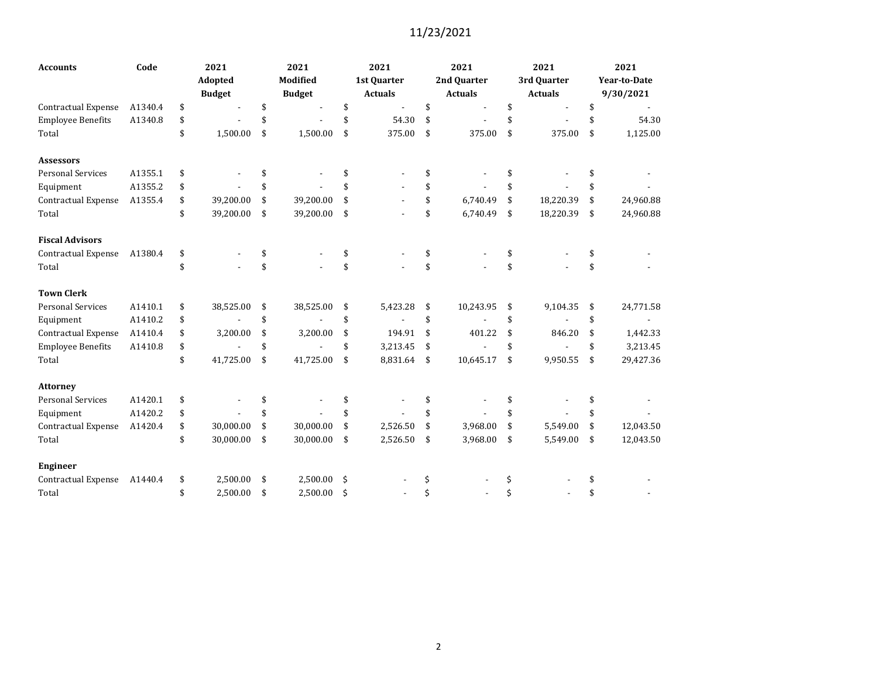11/23/2021

| Accounts | Code | 2021 Adopted Budget | 2021 Modified Budget | 2021 1st Quarter Actuals | 2021 2nd Quarter Actuals | 2021 3rd Quarter Actuals | 2021 Year-to-Date 9/30/2021 |
|---|---|---|---|---|---|---|---|
| Contractual Expense | A1340.4 | $ - | $ - | $ - | $ - | $ - | $ - |
| Employee Benefits | A1340.8 | $ - | $ - | $ 54.30 | $ - | $ - | $ 54.30 |
| Total | | $ 1,500.00 | $ 1,500.00 | $ 375.00 | $ 375.00 | $ 375.00 | $ 1,125.00 |
| | | | | | | | |
| **Assessors** | | | | | | | |
| Personal Services | A1355.1 | $ - | $ - | $ - | $ - | $ - | $ - |
| Equipment | A1355.2 | $ - | $ - | $ - | $ - | $ - | $ - |
| Contractual Expense | A1355.4 | $ 39,200.00 | $ 39,200.00 | $ - | $ 6,740.49 | $ 18,220.39 | $ 24,960.88 |
| Total | | $ 39,200.00 | $ 39,200.00 | $ - | $ 6,740.49 | $ 18,220.39 | $ 24,960.88 |
| | | | | | | | |
| **Fiscal Advisors** | | | | | | | |
| Contractual Expense | A1380.4 | $ - | $ - | $ - | $ - | $ - | $ - |
| Total | | $ - | $ - | $ - | $ - | $ - | $ - |
| | | | | | | | |
| **Town Clerk** | | | | | | | |
| Personal Services | A1410.1 | $ 38,525.00 | $ 38,525.00 | $ 5,423.28 | $ 10,243.95 | $ 9,104.35 | $ 24,771.58 |
| Equipment | A1410.2 | $ - | $ - | $ - | $ - | $ - | $ - |
| Contractual Expense | A1410.4 | $ 3,200.00 | $ 3,200.00 | $ 194.91 | $ 401.22 | $ 846.20 | $ 1,442.33 |
| Employee Benefits | A1410.8 | $ - | $ - | $ 3,213.45 | $ - | $ - | $ 3,213.45 |
| Total | | $ 41,725.00 | $ 41,725.00 | $ 8,831.64 | $ 10,645.17 | $ 9,950.55 | $ 29,427.36 |
| | | | | | | | |
| **Attorney** | | | | | | | |
| Personal Services | A1420.1 | $ - | $ - | $ - | $ - | $ - | $ - |
| Equipment | A1420.2 | $ - | $ - | $ - | $ - | $ - | $ - |
| Contractual Expense | A1420.4 | $ 30,000.00 | $ 30,000.00 | $ 2,526.50 | $ 3,968.00 | $ 5,549.00 | $ 12,043.50 |
| Total | | $ 30,000.00 | $ 30,000.00 | $ 2,526.50 | $ 3,968.00 | $ 5,549.00 | $ 12,043.50 |
| | | | | | | | |
| **Engineer** | | | | | | | |
| Contractual Expense | A1440.4 | $ 2,500.00 | $ 2,500.00 | $ - | $ - | $ - | $ - |
| Total | | $ 2,500.00 | $ 2,500.00 | $ - | $ - | $ - | $ - |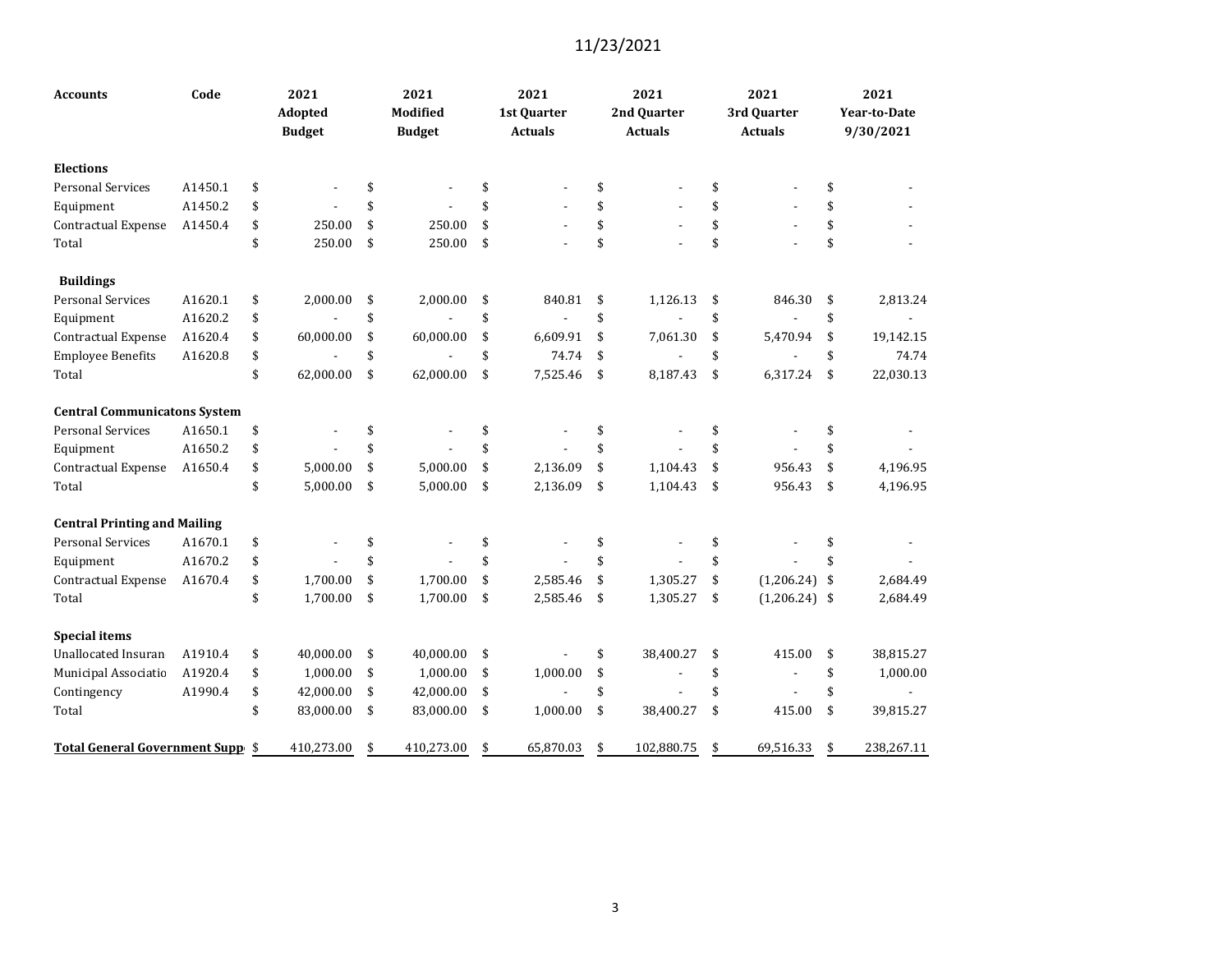11/23/2021

| Accounts | Code | 2021 Adopted Budget | 2021 Modified Budget | 2021 1st Quarter Actuals | 2021 2nd Quarter Actuals | 2021 3rd Quarter Actuals | 2021 Year-to-Date 9/30/2021 |
|---|---|---|---|---|---|---|---|
| **Elections** | | | | | | | |
| Personal Services | A1450.1 | $ - | $ - | $ - | $ - | $ - | $ - |
| Equipment | A1450.2 | $ - | $ - | $ - | $ - | $ - | $ - |
| Contractual Expense | A1450.4 | $ 250.00 | $ 250.00 | $ - | $ - | $ - | $ - |
| Total | | $ 250.00 | $ 250.00 | $ - | $ - | $ - | $ - |
| **Buildings** | | | | | | | |
| Personal Services | A1620.1 | $ 2,000.00 | $ 2,000.00 | $ 840.81 | $ 1,126.13 | $ 846.30 | $ 2,813.24 |
| Equipment | A1620.2 | $ - | $ - | $ - | $ - | $ - | $ - |
| Contractual Expense | A1620.4 | $ 60,000.00 | $ 60,000.00 | $ 6,609.91 | $ 7,061.30 | $ 5,470.94 | $ 19,142.15 |
| Employee Benefits | A1620.8 | $ - | $ - | $ 74.74 | $ - | $ - | $ 74.74 |
| Total | | $ 62,000.00 | $ 62,000.00 | $ 7,525.46 | $ 8,187.43 | $ 6,317.24 | $ 22,030.13 |
| **Central Communicatons System** | | | | | | | |
| Personal Services | A1650.1 | $ - | $ - | $ - | $ - | $ - | $ - |
| Equipment | A1650.2 | $ - | $ - | $ - | $ - | $ - | $ - |
| Contractual Expense | A1650.4 | $ 5,000.00 | $ 5,000.00 | $ 2,136.09 | $ 1,104.43 | $ 956.43 | $ 4,196.95 |
| Total | | $ 5,000.00 | $ 5,000.00 | $ 2,136.09 | $ 1,104.43 | $ 956.43 | $ 4,196.95 |
| **Central Printing and Mailing** | | | | | | | |
| Personal Services | A1670.1 | $ - | $ - | $ - | $ - | $ - | $ - |
| Equipment | A1670.2 | $ - | $ - | $ - | $ - | $ - | $ - |
| Contractual Expense | A1670.4 | $ 1,700.00 | $ 1,700.00 | $ 2,585.46 | $ 1,305.27 | $ (1,206.24) | $ 2,684.49 |
| Total | | $ 1,700.00 | $ 1,700.00 | $ 2,585.46 | $ 1,305.27 | $ (1,206.24) | $ 2,684.49 |
| **Special items** | | | | | | | |
| Unallocated Insuran | A1910.4 | $ 40,000.00 | $ 40,000.00 | $ - | $ 38,400.27 | $ 415.00 | $ 38,815.27 |
| Municipal Associatio | A1920.4 | $ 1,000.00 | $ 1,000.00 | $ 1,000.00 | $ - | $ - | $ 1,000.00 |
| Contingency | A1990.4 | $ 42,000.00 | $ 42,000.00 | $ - | $ - | $ - | $ - |
| Total | | $ 83,000.00 | $ 83,000.00 | $ 1,000.00 | $ 38,400.27 | $ 415.00 | $ 39,815.27 |
| **Total General Government Supp** | | $ 410,273.00 | $ 410,273.00 | $ 65,870.03 | $ 102,880.75 | $ 69,516.33 | $ 238,267.11 |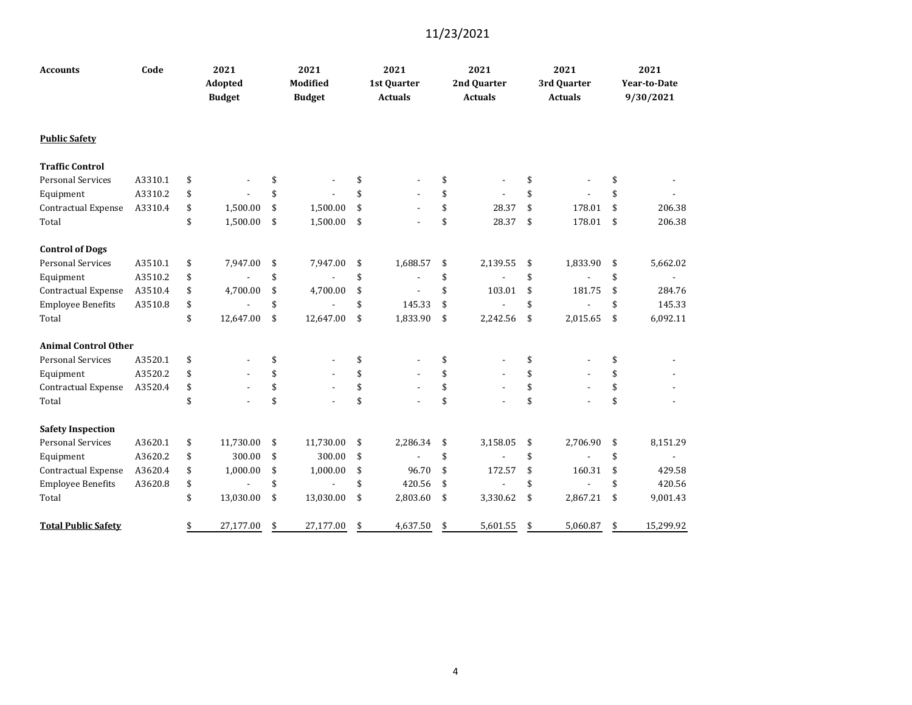11/23/2021

| Accounts | Code | 2021 Adopted Budget | 2021 Modified Budget | 2021 1st Quarter Actuals | 2021 2nd Quarter Actuals | 2021 3rd Quarter Actuals | 2021 Year-to-Date 9/30/2021 |
|---|---|---|---|---|---|---|---|
| **Public Safety** | | | | | | | |
| **Traffic Control** | | | | | | | |
| Personal Services | A3310.1 | $ - | $ - | $ - | $ - | $ - | $ - |
| Equipment | A3310.2 | $ - | $ - | $ - | $ - | $ - | $ - |
| Contractual Expense | A3310.4 | $ 1,500.00 | $ 1,500.00 | $ - | $ 28.37 | $ 178.01 | $ 206.38 |
| Total | | $ 1,500.00 | $ 1,500.00 | $ - | $ 28.37 | $ 178.01 | $ 206.38 |
| **Control of Dogs** | | | | | | | |
| Personal Services | A3510.1 | $ 7,947.00 | $ 7,947.00 | $ 1,688.57 | $ 2,139.55 | $ 1,833.90 | $ 5,662.02 |
| Equipment | A3510.2 | $ - | $ - | $ - | $ - | $ - | $ - |
| Contractual Expense | A3510.4 | $ 4,700.00 | $ 4,700.00 | $ - | $ 103.01 | $ 181.75 | $ 284.76 |
| Employee Benefits | A3510.8 | $ - | $ - | $ 145.33 | $ - | $ - | $ 145.33 |
| Total | | $ 12,647.00 | $ 12,647.00 | $ 1,833.90 | $ 2,242.56 | $ 2,015.65 | $ 6,092.11 |
| **Animal Control Other** | | | | | | | |
| Personal Services | A3520.1 | $ - | $ - | $ - | $ - | $ - | $ - |
| Equipment | A3520.2 | $ - | $ - | $ - | $ - | $ - | $ - |
| Contractual Expense | A3520.4 | $ - | $ - | $ - | $ - | $ - | $ - |
| Total | | $ - | $ - | $ - | $ - | $ - | $ - |
| **Safety Inspection** | | | | | | | |
| Personal Services | A3620.1 | $ 11,730.00 | $ 11,730.00 | $ 2,286.34 | $ 3,158.05 | $ 2,706.90 | $ 8,151.29 |
| Equipment | A3620.2 | $ 300.00 | $ 300.00 | $ - | $ - | $ - | $ - |
| Contractual Expense | A3620.4 | $ 1,000.00 | $ 1,000.00 | $ 96.70 | $ 172.57 | $ 160.31 | $ 429.58 |
| Employee Benefits | A3620.8 | $ - | $ - | $ 420.56 | $ - | $ - | $ 420.56 |
| Total | | $ 13,030.00 | $ 13,030.00 | $ 2,803.60 | $ 3,330.62 | $ 2,867.21 | $ 9,001.43 |
| **Total Public Safety** | | $ 27,177.00 | $ 27,177.00 | $ 4,637.50 | $ 5,601.55 | $ 5,060.87 | $ 15,299.92 |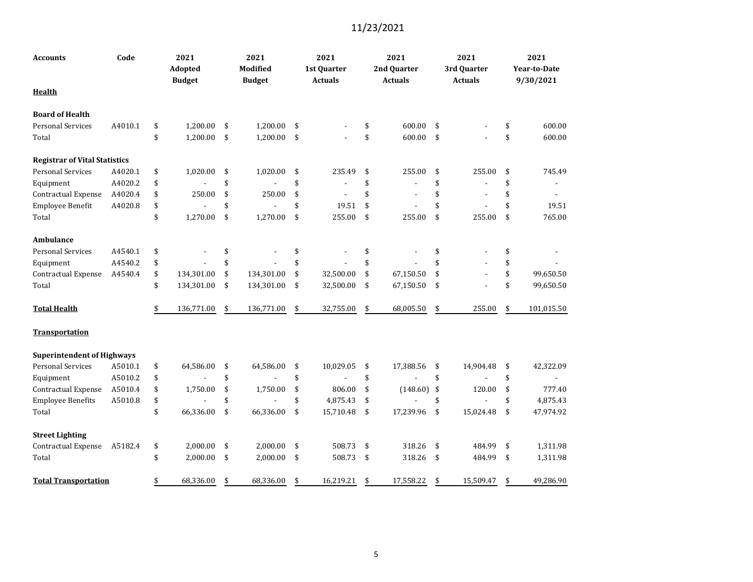11/23/2021

| Accounts | Code | 2021 Adopted Budget | 2021 Modified Budget | 2021 1st Quarter Actuals | 2021 2nd Quarter Actuals | 2021 3rd Quarter Actuals | 2021 Year-to-Date 9/30/2021 |
|---|---|---|---|---|---|---|---|
| **Health** | | | | | | | |
| **Board of Health** | | | | | | | |
| Personal Services | A4010.1 | $ 1,200.00 | $ 1,200.00 | $ - | $ 600.00 | $ - | $ 600.00 |
| Total | | $ 1,200.00 | $ 1,200.00 | $ - | $ 600.00 | $ - | $ 600.00 |
| **Registrar of Vital Statistics** | | | | | | | |
| Personal Services | A4020.1 | $ 1,020.00 | $ 1,020.00 | $ 235.49 | $ 255.00 | $ 255.00 | $ 745.49 |
| Equipment | A4020.2 | $ - | $ - | $ - | $ - | $ - | $ - |
| Contractual Expense | A4020.4 | $ 250.00 | $ 250.00 | $ - | $ - | $ - | $ - |
| Employee Benefit | A4020.8 | $ - | $ - | $ 19.51 | $ - | $ - | $ 19.51 |
| Total | | $ 1,270.00 | $ 1,270.00 | $ 255.00 | $ 255.00 | $ 255.00 | $ 765.00 |
| **Ambulance** | | | | | | | |
| Personal Services | A4540.1 | $ - | $ - | $ - | $ - | $ - | $ - |
| Equipment | A4540.2 | $ - | $ - | $ - | $ - | $ - | $ - |
| Contractual Expense | A4540.4 | $ 134,301.00 | $ 134,301.00 | $ 32,500.00 | $ 67,150.50 | $ - | $ 99,650.50 |
| Total | | $ 134,301.00 | $ 134,301.00 | $ 32,500.00 | $ 67,150.50 | $ - | $ 99,650.50 |
| **Total Health** | | $ 136,771.00 | $ 136,771.00 | $ 32,755.00 | $ 68,005.50 | $ 255.00 | $ 101,015.50 |
| **Transportation** | | | | | | | |
| **Superintendent of Highways** | | | | | | | |
| Personal Services | A5010.1 | $ 64,586.00 | $ 64,586.00 | $ 10,029.05 | $ 17,388.56 | $ 14,904.48 | $ 42,322.09 |
| Equipment | A5010.2 | $ - | $ - | $ - | $ - | $ - | $ - |
| Contractual Expense | A5010.4 | $ 1,750.00 | $ 1,750.00 | $ 806.00 | $ (148.60) | $ 120.00 | $ 777.40 |
| Employee Benefits | A5010.8 | $ - | $ - | $ 4,875.43 | $ - | $ - | $ 4,875.43 |
| Total | | $ 66,336.00 | $ 66,336.00 | $ 15,710.48 | $ 17,239.96 | $ 15,024.48 | $ 47,974.92 |
| **Street Lighting** | | | | | | | |
| Contractual Expense | A5182.4 | $ 2,000.00 | $ 2,000.00 | $ 508.73 | $ 318.26 | $ 484.99 | $ 1,311.98 |
| Total | | $ 2,000.00 | $ 2,000.00 | $ 508.73 | $ 318.26 | $ 484.99 | $ 1,311.98 |
| **Total Transportation** | | $ 68,336.00 | $ 68,336.00 | $ 16,219.21 | $ 17,558.22 | $ 15,509.47 | $ 49,286.90 |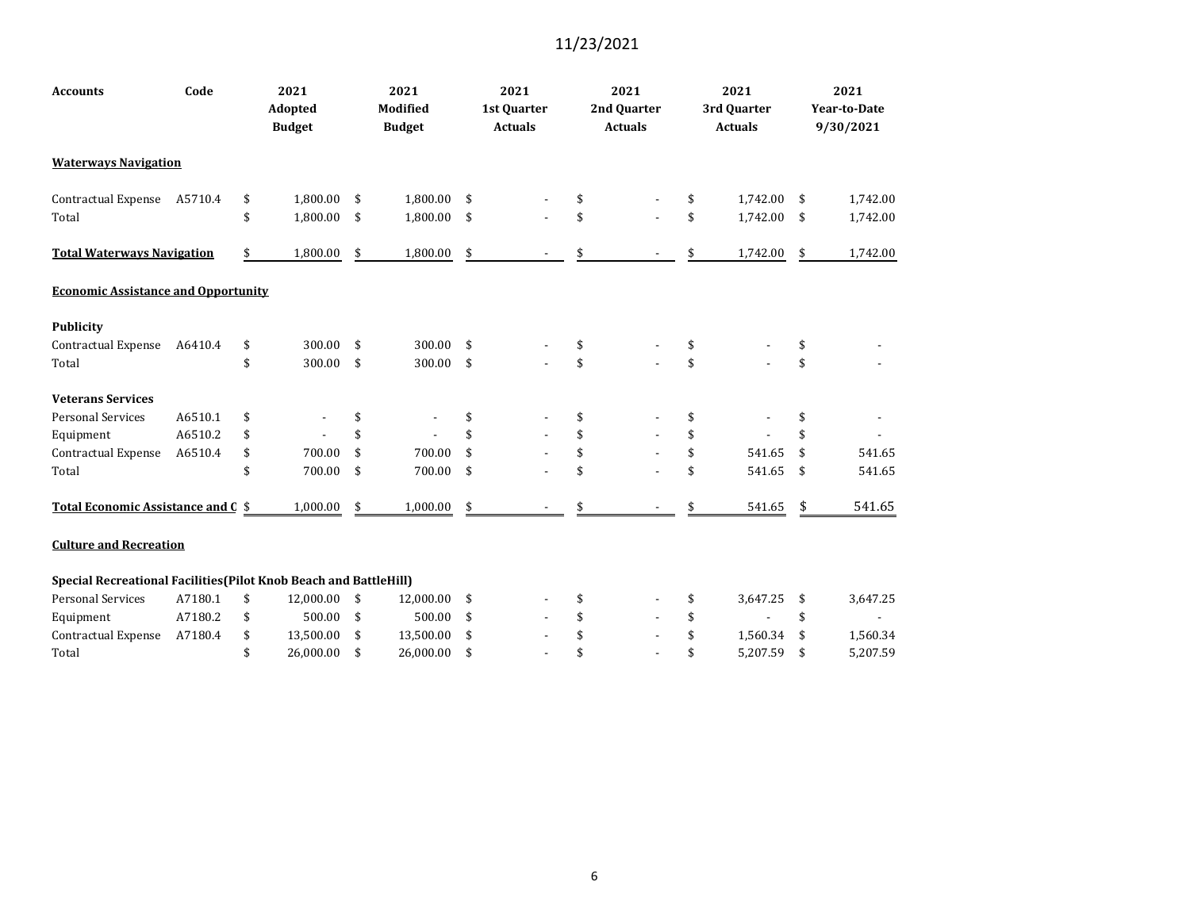11/23/2021

| Accounts | Code | 2021 Adopted Budget | 2021 Modified Budget | 2021 1st Quarter Actuals | 2021 2nd Quarter Actuals | 2021 3rd Quarter Actuals | 2021 Year-to-Date 9/30/2021 |
|---|---|---|---|---|---|---|---|
| **Waterways Navigation** | | | | | | | |
| Contractual Expense | A5710.4 | $ 1,800.00 | $ 1,800.00 | $ - | $ - | $ 1,742.00 | $ 1,742.00 |
| Total | | $ 1,800.00 | $ 1,800.00 | $ - | $ - | $ 1,742.00 | $ 1,742.00 |
| **Total Waterways Navigation** | | $ 1,800.00 | $ 1,800.00 | $ - | $ - | $ 1,742.00 | $ 1,742.00 |
| **Economic Assistance and Opportunity** | | | | | | | |
| **Publicity** | | | | | | | |
| Contractual Expense | A6410.4 | $ 300.00 | $ 300.00 | $ - | $ - | $ - | $ - |
| Total | | $ 300.00 | $ 300.00 | $ - | $ - | $ - | $ - |
| **Veterans Services** | | | | | | | |
| Personal Services | A6510.1 | $ - | $ - | $ - | $ - | $ - | $ - |
| Equipment | A6510.2 | $ - | $ - | $ - | $ - | $ - | $ - |
| Contractual Expense | A6510.4 | $ 700.00 | $ 700.00 | $ - | $ - | $ 541.65 | $ 541.65 |
| Total | | $ 700.00 | $ 700.00 | $ - | $ - | $ 541.65 | $ 541.65 |
| **Total Economic Assistance and C** | | $ 1,000.00 | $ 1,000.00 | $ - | $ - | $ 541.65 | $ 541.65 |
| **Culture and Recreation** | | | | | | | |
| **Special Recreational Facilities(Pilot Knob Beach and BattleHill)** | | | | | | | |
| Personal Services | A7180.1 | $ 12,000.00 | $ 12,000.00 | $ - | $ - | $ 3,647.25 | $ 3,647.25 |
| Equipment | A7180.2 | $ 500.00 | $ 500.00 | $ - | $ - | $ - | $ - |
| Contractual Expense | A7180.4 | $ 13,500.00 | $ 13,500.00 | $ - | $ - | $ 1,560.34 | $ 1,560.34 |
| Total | | $ 26,000.00 | $ 26,000.00 | $ - | $ - | $ 5,207.59 | $ 5,207.59 |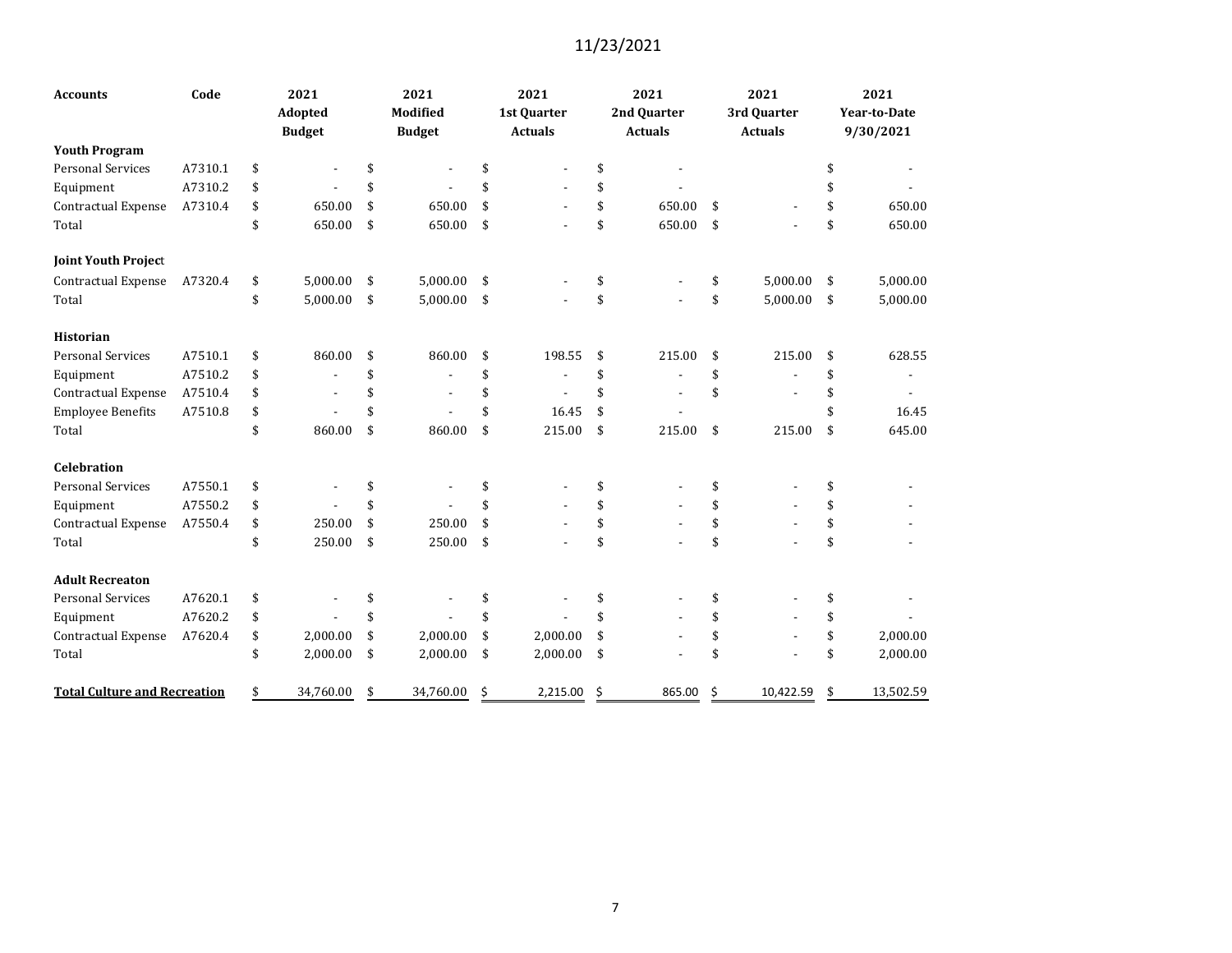11/23/2021

| Accounts | Code | 2021 Adopted Budget | 2021 Modified Budget | 2021 1st Quarter Actuals | 2021 2nd Quarter Actuals | 2021 3rd Quarter Actuals | 2021 Year-to-Date 9/30/2021 |
|---|---|---|---|---|---|---|---|
| **Youth Program** | | | | | | | |
| Personal Services | A7310.1 | $ - | $ - | $ - | $ - | | $ - |
| Equipment | A7310.2 | $ - | $ - | $ - | $ - | | $ - |
| Contractual Expense | A7310.4 | $ 650.00 | $ 650.00 | $ - | $ 650.00 | $ - | $ 650.00 |
| Total | | $ 650.00 | $ 650.00 | $ - | $ 650.00 | $ - | $ 650.00 |
| **Joint Youth Project** | | | | | | | |
| Contractual Expense | A7320.4 | $ 5,000.00 | $ 5,000.00 | $ - | $ - | $ 5,000.00 | $ 5,000.00 |
| Total | | $ 5,000.00 | $ 5,000.00 | $ - | $ - | $ 5,000.00 | $ 5,000.00 |
| **Historian** | | | | | | | |
| Personal Services | A7510.1 | $ 860.00 | $ 860.00 | $ 198.55 | $ 215.00 | $ 215.00 | $ 628.55 |
| Equipment | A7510.2 | $ - | $ - | $ - | $ - | $ - | $ - |
| Contractual Expense | A7510.4 | $ - | $ - | $ - | $ - | $ - | $ - |
| Employee Benefits | A7510.8 | $ - | $ - | $ 16.45 | $ - | | $ 16.45 |
| Total | | $ 860.00 | $ 860.00 | $ 215.00 | $ 215.00 | $ 215.00 | $ 645.00 |
| **Celebration** | | | | | | | |
| Personal Services | A7550.1 | $ - | $ - | $ - | $ - | $ - | $ - |
| Equipment | A7550.2 | $ - | $ - | $ - | $ - | $ - | $ - |
| Contractual Expense | A7550.4 | $ 250.00 | $ 250.00 | $ - | $ - | $ - | $ - |
| Total | | $ 250.00 | $ 250.00 | $ - | $ - | $ - | $ - |
| **Adult Recreaton** | | | | | | | |
| Personal Services | A7620.1 | $ - | $ - | $ - | $ - | $ - | $ - |
| Equipment | A7620.2 | $ - | $ - | $ - | $ - | $ - | $ - |
| Contractual Expense | A7620.4 | $ 2,000.00 | $ 2,000.00 | $ 2,000.00 | $ - | $ - | $ 2,000.00 |
| Total | | $ 2,000.00 | $ 2,000.00 | $ 2,000.00 | $ - | $ - | $ 2,000.00 |
| **Total Culture and Recreation** | | $ 34,760.00 | $ 34,760.00 | $ 2,215.00 | $ 865.00 | $ 10,422.59 | $ 13,502.59 |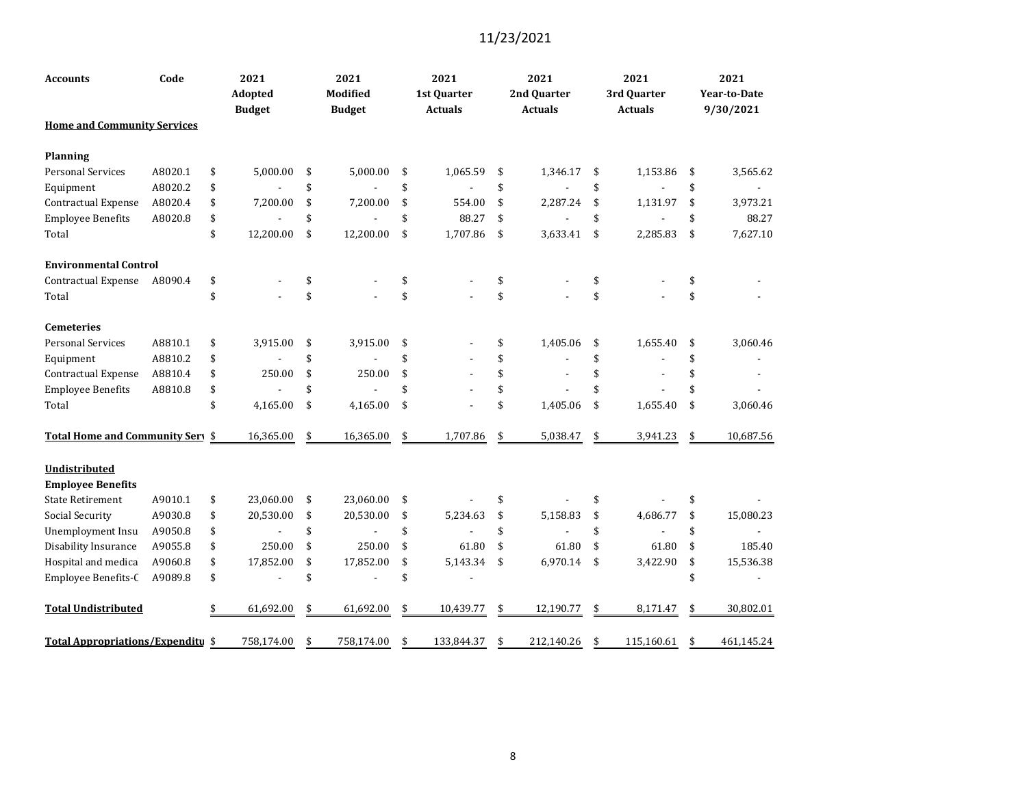11/23/2021

| Accounts | Code | 2021 Adopted Budget | 2021 Modified Budget | 2021 1st Quarter Actuals | 2021 2nd Quarter Actuals | 2021 3rd Quarter Actuals | 2021 Year-to-Date 9/30/2021 |
|---|---|---|---|---|---|---|---|
| **Home and Community Services** | | | | | | | |
| **Planning** | | | | | | | |
| Personal Services | A8020.1 | $ 5,000.00 | $ 5,000.00 | $ 1,065.59 | $ 1,346.17 | $ 1,153.86 | $ 3,565.62 |
| Equipment | A8020.2 | $ - | $ - | $ - | $ - | $ - | $ - |
| Contractual Expense | A8020.4 | $ 7,200.00 | $ 7,200.00 | $ 554.00 | $ 2,287.24 | $ 1,131.97 | $ 3,973.21 |
| Employee Benefits | A8020.8 | $ - | $ - | $ 88.27 | $ - | $ - | $ 88.27 |
| Total | | $ 12,200.00 | $ 12,200.00 | $ 1,707.86 | $ 3,633.41 | $ 2,285.83 | $ 7,627.10 |
| **Environmental Control** | | | | | | | |
| Contractual Expense | A8090.4 | $ - | $ - | $ - | $ - | $ - | $ - |
| Total | | $ - | $ - | $ - | $ - | $ - | $ - |
| **Cemeteries** | | | | | | | |
| Personal Services | A8810.1 | $ 3,915.00 | $ 3,915.00 | $ - | $ 1,405.06 | $ 1,655.40 | $ 3,060.46 |
| Equipment | A8810.2 | $ - | $ - | $ - | $ - | $ - | $ - |
| Contractual Expense | A8810.4 | $ 250.00 | $ 250.00 | $ - | $ - | $ - | $ - |
| Employee Benefits | A8810.8 | $ - | $ - | $ - | $ - | $ - | $ - |
| Total | | $ 4,165.00 | $ 4,165.00 | $ - | $ 1,405.06 | $ 1,655.40 | $ 3,060.46 |
| **Total Home and Community Serv** | | $ 16,365.00 | $ 16,365.00 | $ 1,707.86 | $ 5,038.47 | $ 3,941.23 | $ 10,687.56 |
| **Undistributed** | | | | | | | |
| **Employee Benefits** | | | | | | | |
| State Retirement | A9010.1 | $ 23,060.00 | $ 23,060.00 | $ - | $ - | $ - | $ - |
| Social Security | A9030.8 | $ 20,530.00 | $ 20,530.00 | $ 5,234.63 | $ 5,158.83 | $ 4,686.77 | $ 15,080.23 |
| Unemployment Insu | A9050.8 | $ - | $ - | $ - | $ - | $ - | $ - |
| Disability Insurance | A9055.8 | $ 250.00 | $ 250.00 | $ 61.80 | $ 61.80 | $ 61.80 | $ 185.40 |
| Hospital and medica | A9060.8 | $ 17,852.00 | $ 17,852.00 | $ 5,143.34 | $ 6,970.14 | $ 3,422.90 | $ 15,536.38 |
| Employee Benefits-C | A9089.8 | $ - | $ - | $ - | | | $ - |
| **Total Undistributed** | | $ 61,692.00 | $ 61,692.00 | $ 10,439.77 | $ 12,190.77 | $ 8,171.47 | $ 30,802.01 |
| **Total Appropriations/Expenditu** | | $ 758,174.00 | $ 758,174.00 | $ 133,844.37 | $ 212,140.26 | $ 115,160.61 | $ 461,145.24 |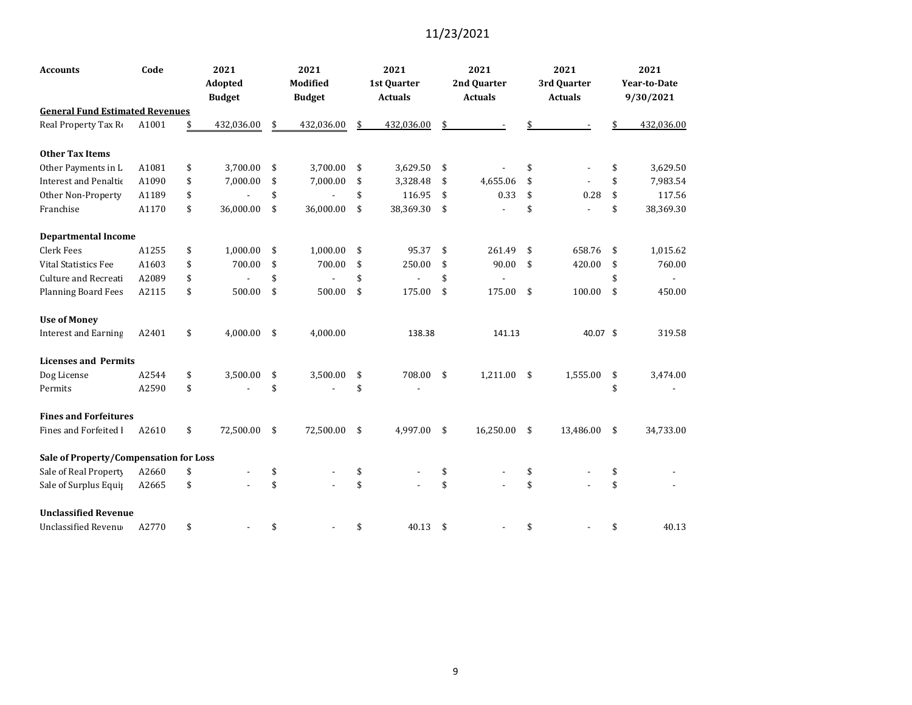11/23/2021

| Accounts | Code | 2021 Adopted Budget | 2021 Modified Budget | 2021 1st Quarter Actuals | 2021 2nd Quarter Actuals | 2021 3rd Quarter Actuals | 2021 Year-to-Date 9/30/2021 |
|---|---|---|---|---|---|---|---|
| **General Fund Estimated Revenues** | | | | | | | |
| Real Property Tax Re | A1001 | $ 432,036.00 | $ 432,036.00 | $ 432,036.00 | $ - | $ - | $ 432,036.00 |
| **Other Tax Items** | | | | | | | |
| Other Payments in L | A1081 | $ 3,700.00 | $ 3,700.00 | $ 3,629.50 | $ - | $ - | $ 3,629.50 |
| Interest and Penaltie | A1090 | $ 7,000.00 | $ 7,000.00 | $ 3,328.48 | $ 4,655.06 | $ - | $ 7,983.54 |
| Other Non-Property | A1189 | $ - | $ - | $ 116.95 | $ 0.33 | $ 0.28 | $ 117.56 |
| Franchise | A1170 | $ 36,000.00 | $ 36,000.00 | $ 38,369.30 | $ - | $ - | $ 38,369.30 |
| **Departmental Income** | | | | | | | |
| Clerk Fees | A1255 | $ 1,000.00 | $ 1,000.00 | $ 95.37 | $ 261.49 | $ 658.76 | $ 1,015.62 |
| Vital Statistics Fee | A1603 | $ 700.00 | $ 700.00 | $ 250.00 | $ 90.00 | $ 420.00 | $ 760.00 |
| Culture and Recreati | A2089 | $ - | $ - | $ - | $ - | | $ - |
| Planning Board Fees | A2115 | $ 500.00 | $ 500.00 | $ 175.00 | $ 175.00 | $ 100.00 | $ 450.00 |
| **Use of Money** | | | | | | | |
| Interest and Earning | A2401 | $ 4,000.00 | $ 4,000.00 | 138.38 | 141.13 | 40.07 | $ 319.58 |
| **Licenses and Permits** | | | | | | | |
| Dog License | A2544 | $ 3,500.00 | $ 3,500.00 | $ 708.00 | $ 1,211.00 | $ 1,555.00 | $ 3,474.00 |
| Permits | A2590 | $ - | $ - | $ - | | | $ - |
| **Fines and Forfeitures** | | | | | | | |
| Fines and Forfeited I | A2610 | $ 72,500.00 | $ 72,500.00 | $ 4,997.00 | $ 16,250.00 | $ 13,486.00 | $ 34,733.00 |
| **Sale of Property/Compensation for Loss** | | | | | | | |
| Sale of Real Property | A2660 | $ - | $ - | $ - | $ - | $ - | $ - |
| Sale of Surplus Equip | A2665 | $ - | $ - | $ - | $ - | $ - | $ - |
| **Unclassified Revenue** | | | | | | | |
| Unclassified Revenu | A2770 | $ - | $ - | $ 40.13 | $ - | $ - | $ 40.13 |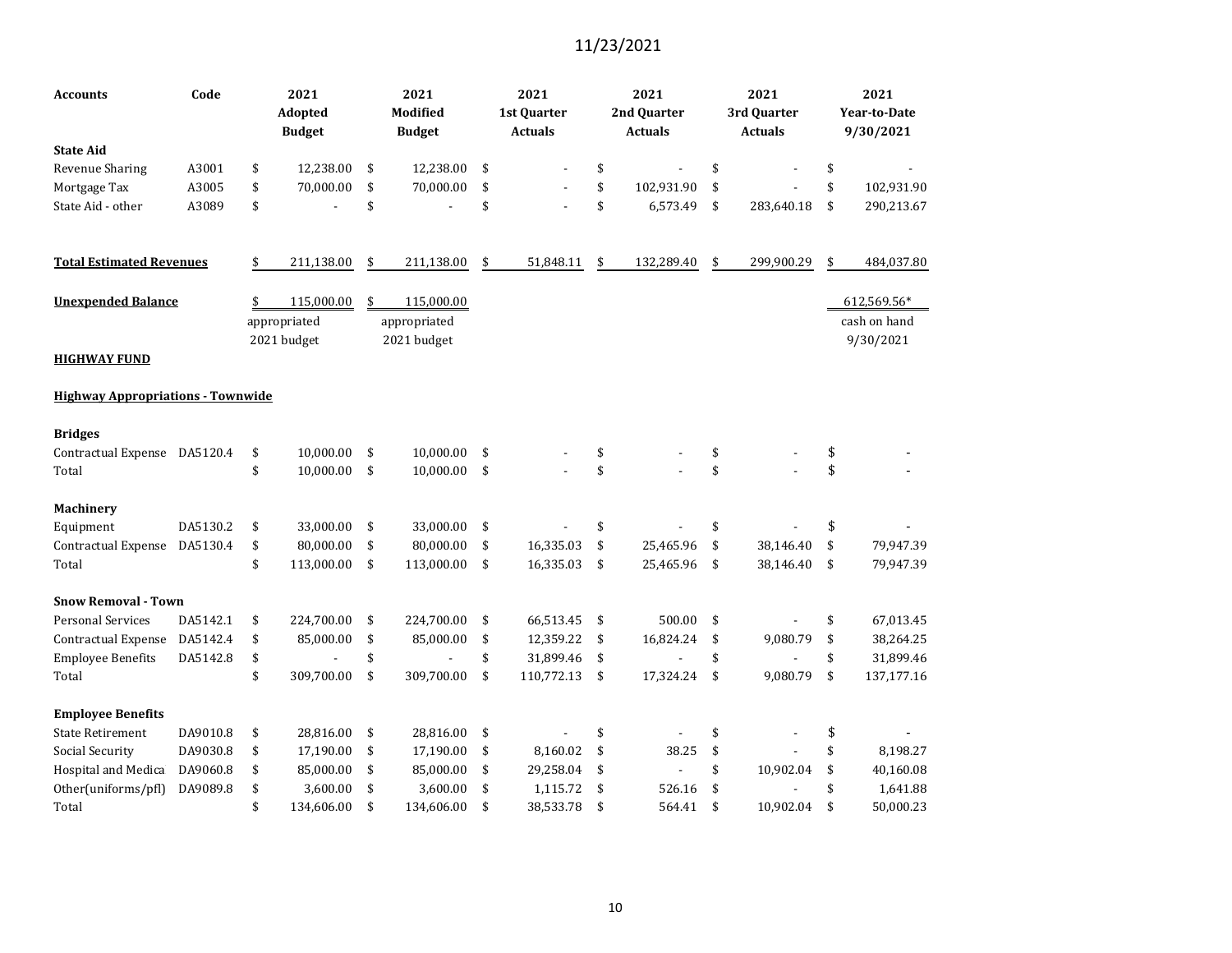11/23/2021

| Accounts | Code | 2021 Adopted Budget | 2021 Modified Budget | 2021 1st Quarter Actuals | 2021 2nd Quarter Actuals | 2021 3rd Quarter Actuals | 2021 Year-to-Date 9/30/2021 |
|---|---|---|---|---|---|---|---|
| **State Aid** | | | | | | | |
| Revenue Sharing | A3001 | $ 12,238.00 | $ 12,238.00 | $ - | $ - | $ - | $ - |
| Mortgage Tax | A3005 | $ 70,000.00 | $ 70,000.00 | $ - | $ 102,931.90 | $ - | $ 102,931.90 |
| State Aid - other | A3089 | $ - | $ - | $ - | $ 6,573.49 | $ 283,640.18 | $ 290,213.67 |
| | | | | | | | |
| **Total Estimated Revenues** | | $ 211,138.00 | $ 211,138.00 | $ 51,848.11 | $ 132,289.40 | $ 299,900.29 | $ 484,037.80 |
| | | | | | | | |
| **Unexpended Balance** | | $ 115,000.00 appropriated 2021 budget | $ 115,000.00 appropriated 2021 budget | | | | 612,569.56* cash on hand 9/30/2021 |

**HIGHWAY FUND**

**Highway Appropriations - Townwide**

| Accounts | Code | 2021 Adopted Budget | 2021 Modified Budget | 2021 1st Quarter Actuals | 2021 2nd Quarter Actuals | 2021 3rd Quarter Actuals | 2021 Year-to-Date 9/30/2021 |
|---|---|---|---|---|---|---|---|
| **Bridges** | | | | | | | |
| Contractual Expense | DA5120.4 | $ 10,000.00 | $ 10,000.00 | $ - | $ - | $ - | $ - |
| Total | | $ 10,000.00 | $ 10,000.00 | $ - | $ - | $ - | $ - |
| **Machinery** | | | | | | | |
| Equipment | DA5130.2 | $ 33,000.00 | $ 33,000.00 | $ - | $ - | $ - | $ - |
| Contractual Expense | DA5130.4 | $ 80,000.00 | $ 80,000.00 | $ 16,335.03 | $ 25,465.96 | $ 38,146.40 | $ 79,947.39 |
| Total | | $ 113,000.00 | $ 113,000.00 | $ 16,335.03 | $ 25,465.96 | $ 38,146.40 | $ 79,947.39 |
| **Snow Removal - Town** | | | | | | | |
| Personal Services | DA5142.1 | $ 224,700.00 | $ 224,700.00 | $ 66,513.45 | $ 500.00 | $ - | $ 67,013.45 |
| Contractual Expense | DA5142.4 | $ 85,000.00 | $ 85,000.00 | $ 12,359.22 | $ 16,824.24 | $ 9,080.79 | $ 38,264.25 |
| Employee Benefits | DA5142.8 | $ - | $ - | $ 31,899.46 | $ - | $ - | $ 31,899.46 |
| Total | | $ 309,700.00 | $ 309,700.00 | $ 110,772.13 | $ 17,324.24 | $ 9,080.79 | $ 137,177.16 |
| **Employee Benefits** | | | | | | | |
| State Retirement | DA9010.8 | $ 28,816.00 | $ 28,816.00 | $ - | $ - | $ - | $ - |
| Social Security | DA9030.8 | $ 17,190.00 | $ 17,190.00 | $ 8,160.02 | $ 38.25 | $ - | $ 8,198.27 |
| Hospital and Medica | DA9060.8 | $ 85,000.00 | $ 85,000.00 | $ 29,258.04 | $ - | $ 10,902.04 | $ 40,160.08 |
| Other(uniforms/pfl) | DA9089.8 | $ 3,600.00 | $ 3,600.00 | $ 1,115.72 | $ 526.16 | $ - | $ 1,641.88 |
| Total | | $ 134,606.00 | $ 134,606.00 | $ 38,533.78 | $ 564.41 | $ 10,902.04 | $ 50,000.23 |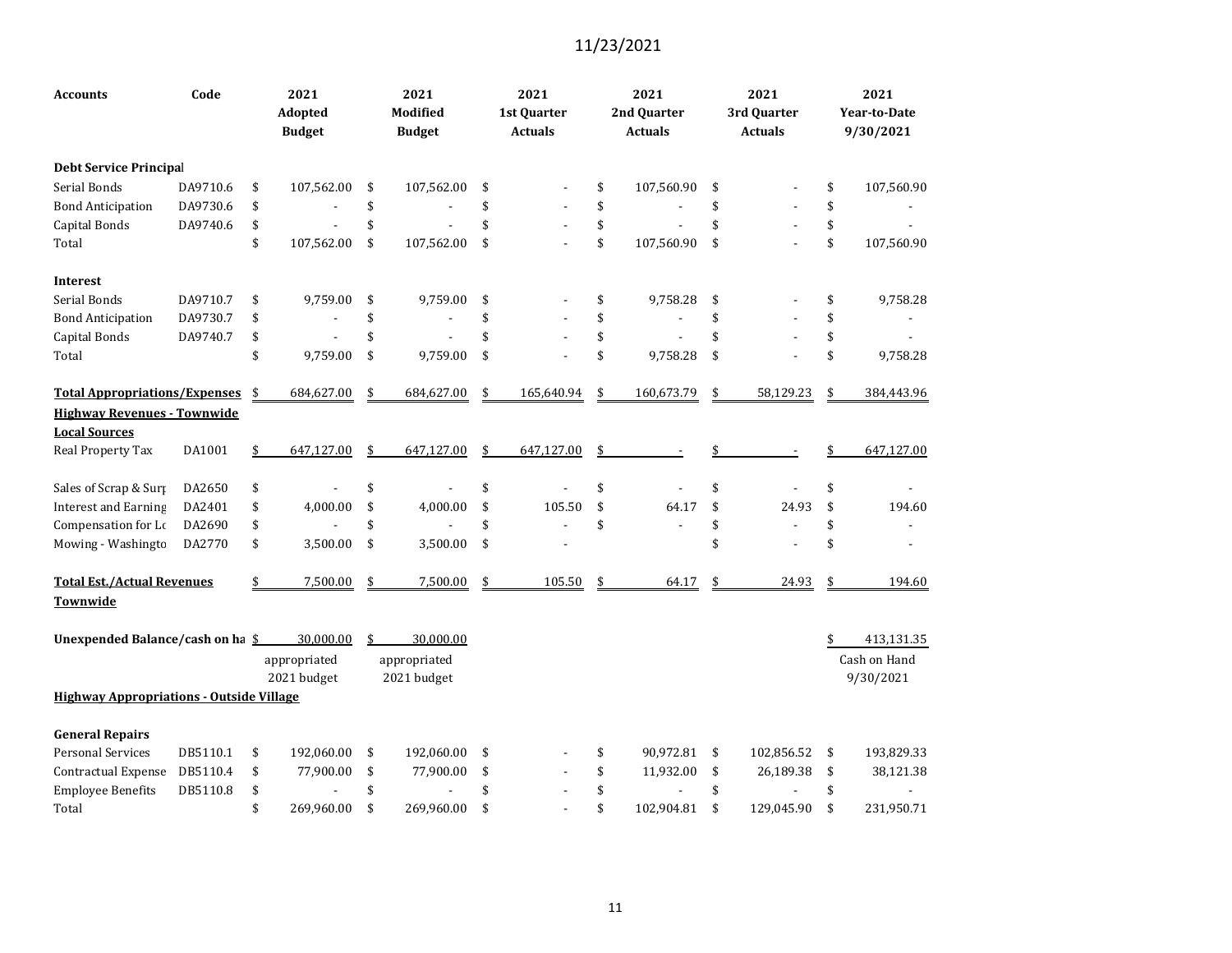11/23/2021

| Accounts | Code | 2021 Adopted Budget | 2021 Modified Budget | 2021 1st Quarter Actuals | 2021 2nd Quarter Actuals | 2021 3rd Quarter Actuals | 2021 Year-to-Date 9/30/2021 |
|---|---|---|---|---|---|---|---|
| **Debt Service Principal** | | | | | | | |
| Serial Bonds | DA9710.6 | $ 107,562.00 | $ 107,562.00 | $ - | $ 107,560.90 | $ - | $ 107,560.90 |
| Bond Anticipation | DA9730.6 | $ - | $ - | $ - | $ - | $ - | $ - |
| Capital Bonds | DA9740.6 | $ - | $ - | $ - | $ - | $ - | $ - |
| Total | | $ 107,562.00 | $ 107,562.00 | $ - | $ 107,560.90 | $ - | $ 107,560.90 |
| **Interest** | | | | | | | |
| Serial Bonds | DA9710.7 | $ 9,759.00 | $ 9,759.00 | $ - | $ 9,758.28 | $ - | $ 9,758.28 |
| Bond Anticipation | DA9730.7 | $ - | $ - | $ - | $ - | $ - | $ - |
| Capital Bonds | DA9740.7 | $ - | $ - | $ - | $ - | $ - | $ - |
| Total | | $ 9,759.00 | $ 9,759.00 | $ - | $ 9,758.28 | $ - | $ 9,758.28 |
| **Total Appropriations/Expenses** | | $ 684,627.00 | $ 684,627.00 | $ 165,640.94 | $ 160,673.79 | $ 58,129.23 | $ 384,443.96 |
| **Highway Revenues - Townwide** | | | | | | | |
| **Local Sources** | | | | | | | |
| Real Property Tax | DA1001 | $ 647,127.00 | $ 647,127.00 | $ 647,127.00 | $ - | $ - | $ 647,127.00 |
| Sales of Scrap & Surp | DA2650 | $ - | $ - | $ - | $ - | $ - | $ - |
| Interest and Earning | DA2401 | $ 4,000.00 | $ 4,000.00 | $ 105.50 | $ 64.17 | $ 24.93 | $ 194.60 |
| Compensation for Lo | DA2690 | $ - | $ - | $ - | $ - | $ - | $ - |
| Mowing - Washingto | DA2770 | $ 3,500.00 | $ 3,500.00 | $ - | | $ - | $ - |
| **Total Est./Actual Revenues Townwide** | | $ 7,500.00 | $ 7,500.00 | $ 105.50 | $ 64.17 | $ 24.93 | $ 194.60 |
| **Unexpended Balance/cash on ha** | | $ 30,000.00 | $ 30,000.00 | | | | $ 413,131.35 |
| | | appropriated 2021 budget | appropriated 2021 budget | | | | Cash on Hand 9/30/2021 |
| **Highway Appropriations - Outside Village** | | | | | | | |
| **General Repairs** | | | | | | | |
| Personal Services | DB5110.1 | $ 192,060.00 | $ 192,060.00 | $ - | $ 90,972.81 | $ 102,856.52 | $ 193,829.33 |
| Contractual Expense | DB5110.4 | $ 77,900.00 | $ 77,900.00 | $ - | $ 11,932.00 | $ 26,189.38 | $ 38,121.38 |
| Employee Benefits | DB5110.8 | $ - | $ - | $ - | $ - | $ - | $ - |
| Total | | $ 269,960.00 | $ 269,960.00 | $ - | $ 102,904.81 | $ 129,045.90 | $ 231,950.71 |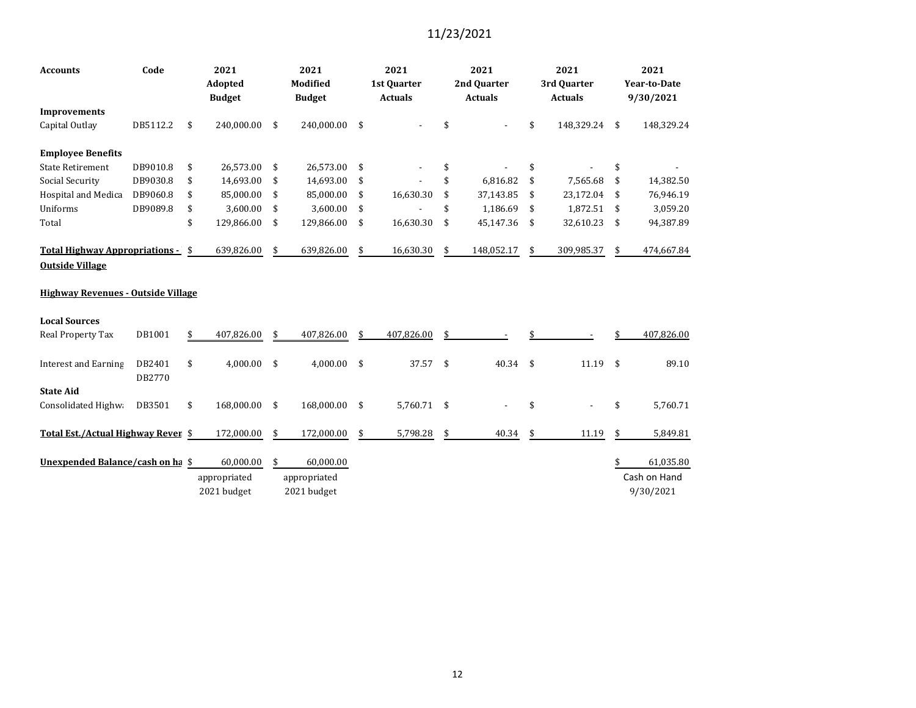11/23/2021

| Accounts | Code | 2021 Adopted Budget | 2021 Modified Budget | 2021 1st Quarter Actuals | 2021 2nd Quarter Actuals | 2021 3rd Quarter Actuals | 2021 Year-to-Date 9/30/2021 |
|---|---|---|---|---|---|---|---|
| **Improvements** | | | | | | | |
| Capital Outlay | DB5112.2 | $ 240,000.00 | $ 240,000.00 | $ - | $ - | $ 148,329.24 | $ 148,329.24 |
| | | | | | | | |
| **Employee Benefits** | | | | | | | |
| State Retirement | DB9010.8 | $ 26,573.00 | $ 26,573.00 | $ - | $ - | $ - | $ - |
| Social Security | DB9030.8 | $ 14,693.00 | $ 14,693.00 | $ - | $ 6,816.82 | $ 7,565.68 | $ 14,382.50 |
| Hospital and Medica | DB9060.8 | $ 85,000.00 | $ 85,000.00 | $ 16,630.30 | $ 37,143.85 | $ 23,172.04 | $ 76,946.19 |
| Uniforms | DB9089.8 | $ 3,600.00 | $ 3,600.00 | $ - | $ 1,186.69 | $ 1,872.51 | $ 3,059.20 |
| Total | | $ 129,866.00 | $ 129,866.00 | $ 16,630.30 | $ 45,147.36 | $ 32,610.23 | $ 94,387.89 |
| | | | | | | | |
| **Total Highway Appropriations - Outside Village** | | $ 639,826.00 | $ 639,826.00 | $ 16,630.30 | $ 148,052.17 | $ 309,985.37 | $ 474,667.84 |
| | | | | | | | |
| **Highway Revenues - Outside Village** | | | | | | | |
| | | | | | | | |
| **Local Sources** | | | | | | | |
| Real Property Tax | DB1001 | $ 407,826.00 | $ 407,826.00 | $ 407,826.00 | $ - | $ - | $ 407,826.00 |
| | | | | | | | |
| Interest and Earning | DB2401 DB2770 | $ 4,000.00 | $ 4,000.00 | $ 37.57 | $ 40.34 | $ 11.19 | $ 89.10 |
| **State Aid** | | | | | | | |
| Consolidated Highwa | DB3501 | $ 168,000.00 | $ 168,000.00 | $ 5,760.71 | $ - | $ - | $ 5,760.71 |
| | | | | | | | |
| **Total Est./Actual Highway Rever** | | $ 172,000.00 | $ 172,000.00 | $ 5,798.28 | $ 40.34 | $ 11.19 | $ 5,849.81 |
| | | | | | | | |
| **Unexpended Balance/cash on ha** | | $ 60,000.00 | $ 60,000.00 | | | | $ 61,035.80 |
| | | appropriated 2021 budget | appropriated 2021 budget | | | | Cash on Hand 9/30/2021 |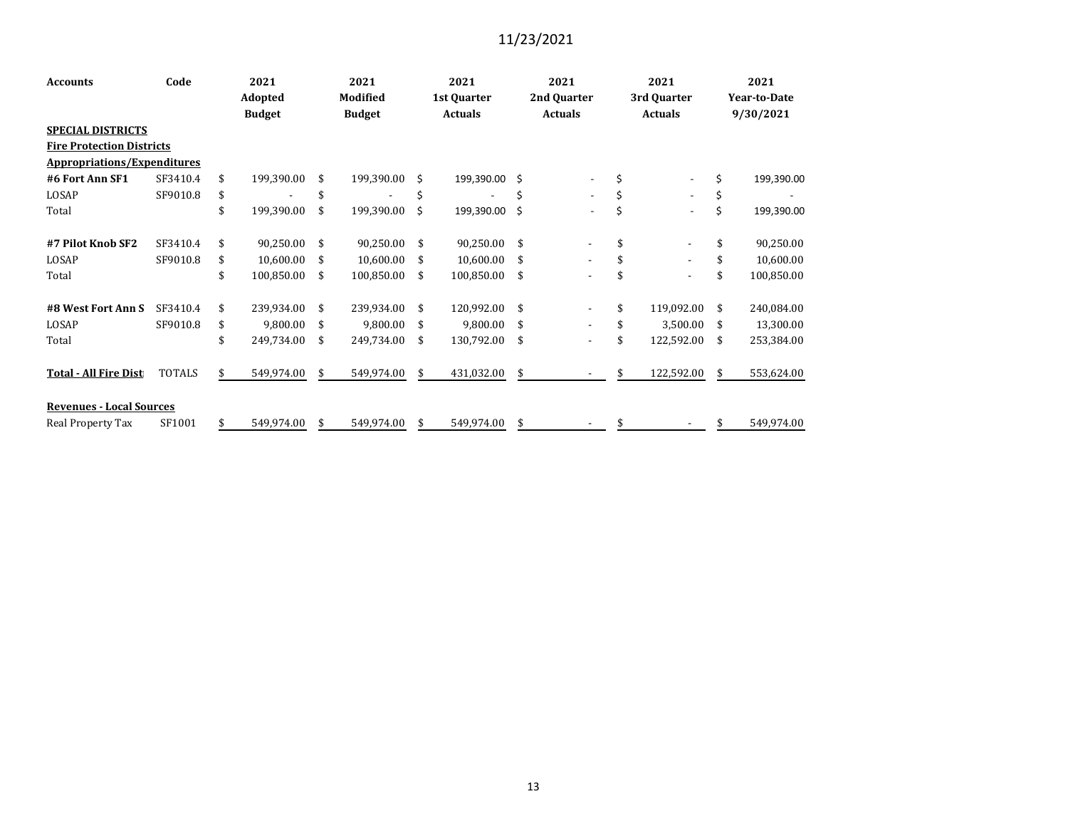11/23/2021

| Accounts | Code | 2021 Adopted Budget | 2021 Modified Budget | 2021 1st Quarter Actuals | 2021 2nd Quarter Actuals | 2021 3rd Quarter Actuals | 2021 Year-to-Date 9/30/2021 |
|---|---|---|---|---|---|---|---|
| **SPECIAL DISTRICTS** | | | | | | | |
| **Fire Protection Districts** | | | | | | | |
| **Appropriations/Expenditures** | | | | | | | |
| **#6 Fort Ann SF1** | SF3410.4 | $ 199,390.00 | $ 199,390.00 | $ 199,390.00 | $ - | $ - | $ 199,390.00 |
| LOSAP | SF9010.8 | $ - | $ - | $ - | $ - | $ - | $ - |
| Total | | $ 199,390.00 | $ 199,390.00 | $ 199,390.00 | $ - | $ - | $ 199,390.00 |
| **#7 Pilot Knob SF2** | SF3410.4 | $ 90,250.00 | $ 90,250.00 | $ 90,250.00 | $ - | $ - | $ 90,250.00 |
| LOSAP | SF9010.8 | $ 10,600.00 | $ 10,600.00 | $ 10,600.00 | $ - | $ - | $ 10,600.00 |
| Total | | $ 100,850.00 | $ 100,850.00 | $ 100,850.00 | $ - | $ - | $ 100,850.00 |
| **#8 West Fort Ann S** | SF3410.4 | $ 239,934.00 | $ 239,934.00 | $ 120,992.00 | $ - | $ 119,092.00 | $ 240,084.00 |
| LOSAP | SF9010.8 | $ 9,800.00 | $ 9,800.00 | $ 9,800.00 | $ - | $ 3,500.00 | $ 13,300.00 |
| Total | | $ 249,734.00 | $ 249,734.00 | $ 130,792.00 | $ - | $ 122,592.00 | $ 253,384.00 |
| **Total - All Fire Dist** | TOTALS | $ 549,974.00 | $ 549,974.00 | $ 431,032.00 | $ - | $ 122,592.00 | $ 553,624.00 |
| **Revenues - Local Sources** | | | | | | | |
| Real Property Tax | SF1001 | $ 549,974.00 | $ 549,974.00 | $ 549,974.00 | $ - | $ - | $ 549,974.00 |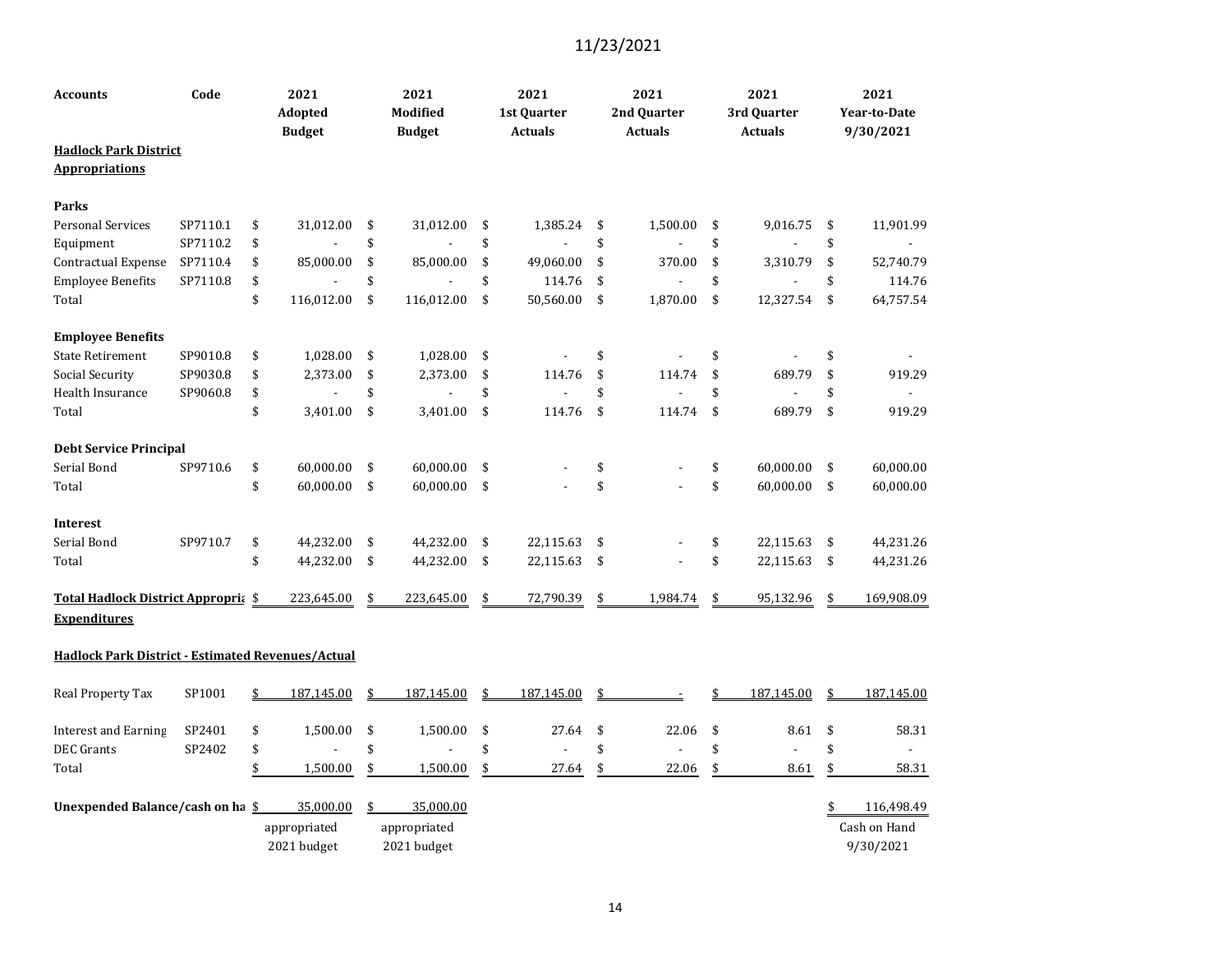11/23/2021

| Accounts | Code | 2021 Adopted Budget | 2021 Modified Budget | 2021 1st Quarter Actuals | 2021 2nd Quarter Actuals | 2021 3rd Quarter Actuals | 2021 Year-to-Date 9/30/2021 |
|---|---|---|---|---|---|---|---|
| **Hadlock Park District Appropriations** | | | | | | | |
| **Parks** | | | | | | | |
| Personal Services | SP7110.1 | $ 31,012.00 | $ 31,012.00 | $ 1,385.24 | $ 1,500.00 | $ 9,016.75 | $ 11,901.99 |
| Equipment | SP7110.2 | $ - | $ - | $ - | $ - | $ - | $ - |
| Contractual Expense | SP7110.4 | $ 85,000.00 | $ 85,000.00 | $ 49,060.00 | $ 370.00 | $ 3,310.79 | $ 52,740.79 |
| Employee Benefits | SP7110.8 | $ - | $ - | $ 114.76 | $ - | $ - | $ 114.76 |
| Total | | $ 116,012.00 | $ 116,012.00 | $ 50,560.00 | $ 1,870.00 | $ 12,327.54 | $ 64,757.54 |
| **Employee Benefits** | | | | | | | |
| State Retirement | SP9010.8 | $ 1,028.00 | $ 1,028.00 | $ - | $ - | $ - | $ - |
| Social Security | SP9030.8 | $ 2,373.00 | $ 2,373.00 | $ 114.76 | $ 114.74 | $ 689.79 | $ 919.29 |
| Health Insurance | SP9060.8 | $ - | $ - | $ - | $ - | $ - | $ - |
| Total | | $ 3,401.00 | $ 3,401.00 | $ 114.76 | $ 114.74 | $ 689.79 | $ 919.29 |
| **Debt Service Principal** | | | | | | | |
| Serial Bond | SP9710.6 | $ 60,000.00 | $ 60,000.00 | $ - | $ - | $ 60,000.00 | $ 60,000.00 |
| Total | | $ 60,000.00 | $ 60,000.00 | $ - | $ - | $ 60,000.00 | $ 60,000.00 |
| **Interest** | | | | | | | |
| Serial Bond | SP9710.7 | $ 44,232.00 | $ 44,232.00 | $ 22,115.63 | $ - | $ 22,115.63 | $ 44,231.26 |
| Total | | $ 44,232.00 | $ 44,232.00 | $ 22,115.63 | $ - | $ 22,115.63 | $ 44,231.26 |
| **Total Hadlock District Appropria Expenditures** | | $ 223,645.00 | $ 223,645.00 | $ 72,790.39 | $ 1,984.74 | $ 95,132.96 | $ 169,908.09 |
| **Hadlock Park District - Estimated Revenues/Actual** | | | | | | | |
| Real Property Tax | SP1001 | $ 187,145.00 | $ 187,145.00 | $ 187,145.00 | $ - | $ 187,145.00 | $ 187,145.00 |
| Interest and Earning | SP2401 | $ 1,500.00 | $ 1,500.00 | $ 27.64 | $ 22.06 | $ 8.61 | $ 58.31 |
| DEC Grants | SP2402 | $ - | $ - | $ - | $ - | $ - | $ - |
| Total | | $ 1,500.00 | $ 1,500.00 | $ 27.64 | $ 22.06 | $ 8.61 | $ 58.31 |
| **Unexpended Balance/cash on ha** | | $ 35,000.00 | $ 35,000.00 | | | | $ 116,498.49 |
| | | appropriated 2021 budget | appropriated 2021 budget | | | | Cash on Hand 9/30/2021 |